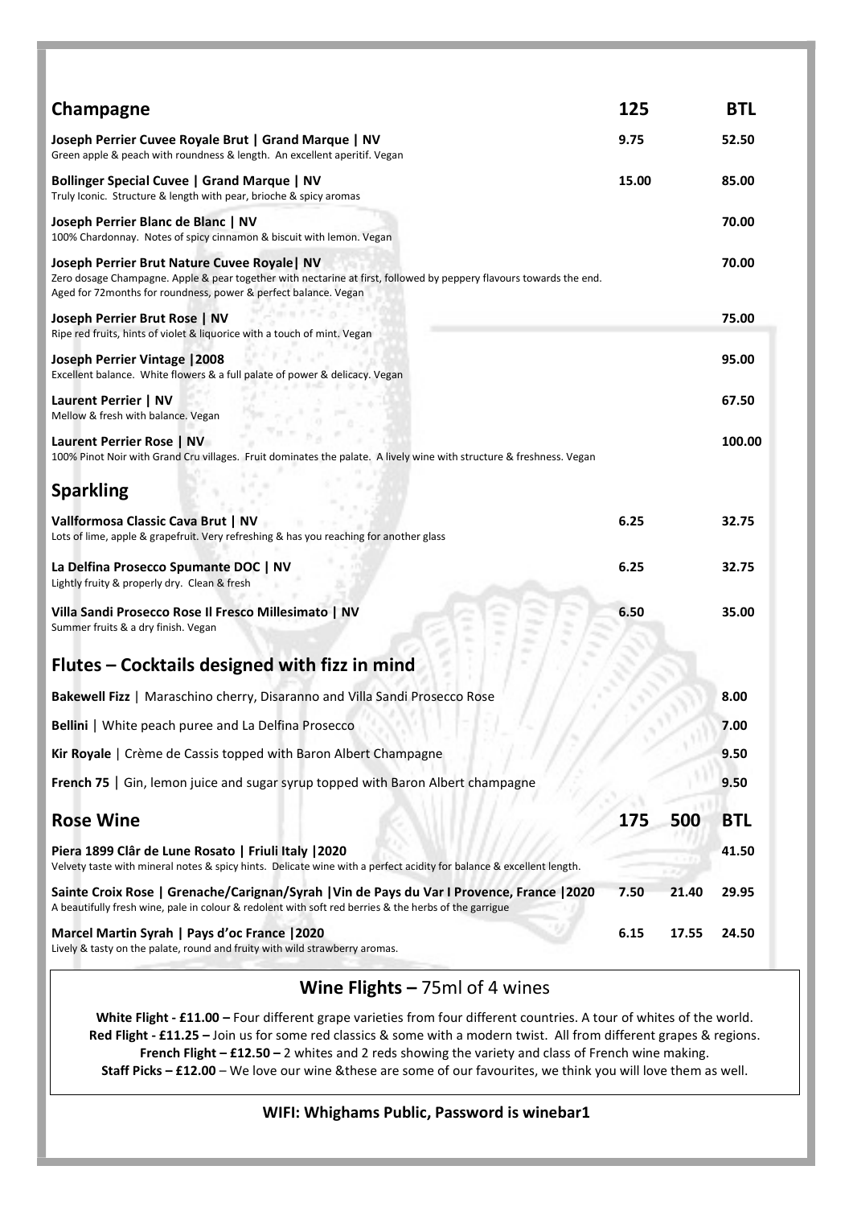## Champagne

| Champagne | 125 | BTL |
|---|---|---|
| **Joseph Perrier Cuvee Royale Brut \| Grand Marque \| NV**<br>Green apple & peach with roundness & length. An excellent aperitif. Vegan | 9.75 | 52.50 |
| **Bollinger Special Cuvee \| Grand Marque \| NV**<br>Truly Iconic. Structure & length with pear, brioche & spicy aromas | 15.00 | 85.00 |
| **Joseph Perrier Blanc de Blanc \| NV**<br>100% Chardonnay. Notes of spicy cinnamon & biscuit with lemon. Vegan | | 70.00 |
| **Joseph Perrier Brut Nature Cuvee Royale\| NV**<br>Zero dosage Champagne. Apple & pear together with nectarine at first, followed by peppery flavours towards the end. Aged for 72months for roundness, power & perfect balance. Vegan | | 70.00 |
| **Joseph Perrier Brut Rose \| NV**<br>Ripe red fruits, hints of violet & liquorice with a touch of mint. Vegan | | 75.00 |
| **Joseph Perrier Vintage \|2008**<br>Excellent balance. White flowers & a full palate of power & delicacy. Vegan | | 95.00 |
| **Laurent Perrier \| NV**<br>Mellow & fresh with balance. Vegan | | 67.50 |
| **Laurent Perrier Rose \| NV**<br>100% Pinot Noir with Grand Cru villages. Fruit dominates the palate. A lively wine with structure & freshness. Vegan | | 100.00 |

## Sparkling

| Sparkling | 125 | BTL |
|---|---|---|
| **Vallformosa Classic Cava Brut \| NV**<br>Lots of lime, apple & grapefruit. Very refreshing & has you reaching for another glass | 6.25 | 32.75 |
| **La Delfina Prosecco Spumante DOC \| NV**<br>Lightly fruity & properly dry. Clean & fresh | 6.25 | 32.75 |
| **Villa Sandi Prosecco Rose Il Fresco Millesimato \| NV**<br>Summer fruits & a dry finish. Vegan | 6.50 | 35.00 |

## Flutes – Cocktails designed with fizz in mind

| Cocktail | Price |
|---|---|
| **Bakewell Fizz** \| Maraschino cherry, Disaranno and Villa Sandi Prosecco Rose | 8.00 |
| **Bellini** \| White peach puree and La Delfina Prosecco | 7.00 |
| **Kir Royale** \| Crème de Cassis topped with Baron Albert Champagne | 9.50 |
| **French 75** \| Gin, lemon juice and sugar syrup topped with Baron Albert champagne | 9.50 |

## Rose Wine

| Rose Wine | 175 | 500 | BTL |
|---|---|---|---|
| **Piera 1899 Clâr de Lune Rosato \| Friuli Italy \|2020**<br>Velvety taste with mineral notes & spicy hints. Delicate wine with a perfect acidity for balance & excellent length. | | | 41.50 |
| **Sainte Croix Rose \| Grenache/Carignan/Syrah \|Vin de Pays du Var I Provence, France \|2020**<br>A beautifully fresh wine, pale in colour & redolent with soft red berries & the herbs of the garrigue | 7.50 | 21.40 | 29.95 |
| **Marcel Martin Syrah \| Pays d'oc France \|2020**<br>Lively & tasty on the palate, round and fruity with wild strawberry aromas. | 6.15 | 17.55 | 24.50 |

## Wine Flights – 75ml of 4 wines

**White Flight - £11.00 –** Four different grape varieties from four different countries. A tour of whites of the world.
**Red Flight - £11.25 –** Join us for some red classics & some with a modern twist. All from different grapes & regions.
**French Flight – £12.50 –** 2 whites and 2 reds showing the variety and class of French wine making.
**Staff Picks – £12.00** – We love our wine &these are some of our favourites, we think you will love them as well.

**WIFI: Whighams Public, Password is winebar1**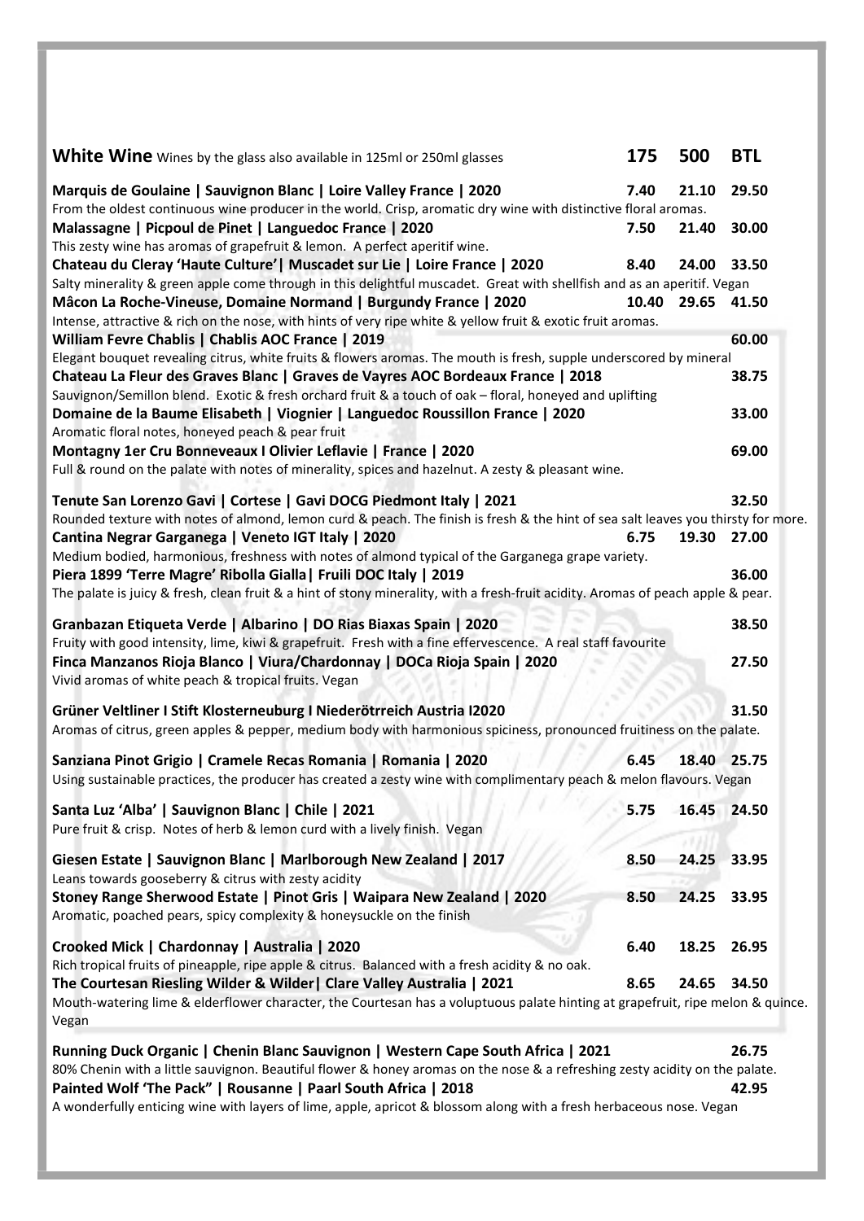## White Wine

Wines by the glass also available in 125ml or 250ml glasses

| Wine | 175 | 500 | BTL |
|---|---|---|---|
| **Marquis de Goulaine \| Sauvignon Blanc \| Loire Valley France \| 2020**<br>From the oldest continuous wine producer in the world. Crisp, aromatic dry wine with distinctive floral aromas. | 7.40 | 21.10 | 29.50 |
| **Malassagne \| Picpoul de Pinet \| Languedoc France \| 2020**<br>This zesty wine has aromas of grapefruit & lemon. A perfect aperitif wine. | 7.50 | 21.40 | 30.00 |
| **Chateau du Cleray 'Haute Culture'\| Muscadet sur Lie \| Loire France \| 2020**<br>Salty minerality & green apple come through in this delightful muscadet. Great with shellfish and as an aperitif. Vegan | 8.40 | 24.00 | 33.50 |
| **Mâcon La Roche-Vineuse, Domaine Normand \| Burgundy France \| 2020**<br>Intense, attractive & rich on the nose, with hints of very ripe white & yellow fruit & exotic fruit aromas. | 10.40 | 29.65 | 41.50 |
| **William Fevre Chablis \| Chablis AOC France \| 2019**<br>Elegant bouquet revealing citrus, white fruits & flowers aromas. The mouth is fresh, supple underscored by mineral | | | 60.00 |
| **Chateau La Fleur des Graves Blanc \| Graves de Vayres AOC Bordeaux France \| 2018**<br>Sauvignon/Semillon blend. Exotic & fresh orchard fruit & a touch of oak – floral, honeyed and uplifting | | | 38.75 |
| **Domaine de la Baume Elisabeth \| Viognier \| Languedoc Roussillon France \| 2020**<br>Aromatic floral notes, honeyed peach & pear fruit | | | 33.00 |
| **Montagny 1er Cru Bonneveaux I Olivier Leflavie \| France \| 2020**<br>Full & round on the palate with notes of minerality, spices and hazelnut. A zesty & pleasant wine. | | | 69.00 |
| **Tenute San Lorenzo Gavi \| Cortese \| Gavi DOCG Piedmont Italy \| 2021**<br>Rounded texture with notes of almond, lemon curd & peach. The finish is fresh & the hint of sea salt leaves you thirsty for more. | | | 32.50 |
| **Cantina Negrar Garganega \| Veneto IGT Italy \| 2020**<br>Medium bodied, harmonious, freshness with notes of almond typical of the Garganega grape variety. | 6.75 | 19.30 | 27.00 |
| **Piera 1899 'Terre Magre' Ribolla Gialla\| Fruili DOC Italy \| 2019**<br>The palate is juicy & fresh, clean fruit & a hint of stony minerality, with a fresh-fruit acidity. Aromas of peach apple & pear. | | | 36.00 |
| **Granbazan Etiqueta Verde \| Albarino \| DO Rias Biaxas Spain \| 2020**<br>Fruity with good intensity, lime, kiwi & grapefruit. Fresh with a fine effervescence. A real staff favourite | | | 38.50 |
| **Finca Manzanos Rioja Blanco \| Viura/Chardonnay \| DOCa Rioja Spain \| 2020**<br>Vivid aromas of white peach & tropical fruits. Vegan | | | 27.50 |
| **Grüner Veltliner I Stift Klosterneuburg I Niederötrreich Austria I2020**<br>Aromas of citrus, green apples & pepper, medium body with harmonious spiciness, pronounced fruitiness on the palate. | | | 31.50 |
| **Sanziana Pinot Grigio \| Cramele Recas Romania \| Romania \| 2020**<br>Using sustainable practices, the producer has created a zesty wine with complimentary peach & melon flavours. Vegan | 6.45 | 18.40 | 25.75 |
| **Santa Luz 'Alba' \| Sauvignon Blanc \| Chile \| 2021**<br>Pure fruit & crisp. Notes of herb & lemon curd with a lively finish. Vegan | 5.75 | 16.45 | 24.50 |
| **Giesen Estate \| Sauvignon Blanc \| Marlborough New Zealand \| 2017**<br>Leans towards gooseberry & citrus with zesty acidity | 8.50 | 24.25 | 33.95 |
| **Stoney Range Sherwood Estate \| Pinot Gris \| Waipara New Zealand \| 2020**<br>Aromatic, poached pears, spicy complexity & honeysuckle on the finish | 8.50 | 24.25 | 33.95 |
| **Crooked Mick \| Chardonnay \| Australia \| 2020**<br>Rich tropical fruits of pineapple, ripe apple & citrus. Balanced with a fresh acidity & no oak. | 6.40 | 18.25 | 26.95 |
| **The Courtesan Riesling Wilder & Wilder\| Clare Valley Australia \| 2021**<br>Mouth-watering lime & elderflower character, the Courtesan has a voluptuous palate hinting at grapefruit, ripe melon & quince. Vegan | 8.65 | 24.65 | 34.50 |
| **Running Duck Organic \| Chenin Blanc Sauvignon \| Western Cape South Africa \| 2021**<br>80% Chenin with a little sauvignon. Beautiful flower & honey aromas on the nose & a refreshing zesty acidity on the palate. | | | 26.75 |
| **Painted Wolf 'The Pack" \| Rousanne \| Paarl South Africa \| 2018**<br>A wonderfully enticing wine with layers of lime, apple, apricot & blossom along with a fresh herbaceous nose. Vegan | | | 42.95 |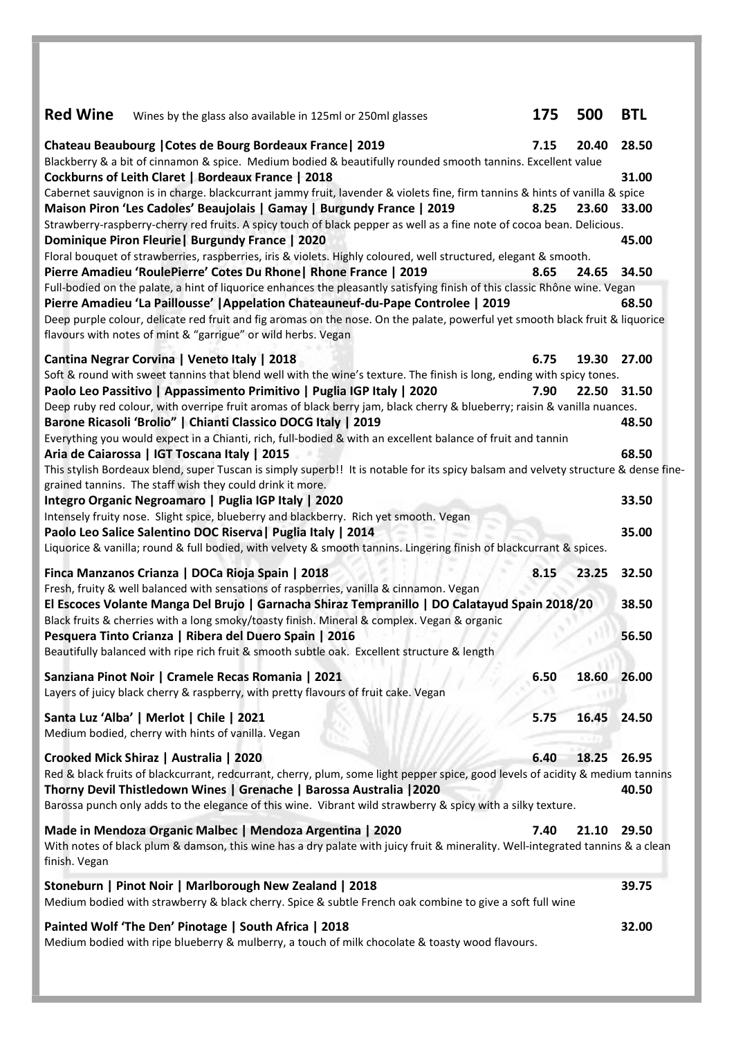| **Red Wine** Wines by the glass also available in 125ml or 250ml glasses | **175** | **500** | **BTL** |
|---|---|---|---|
| **Chateau Beaubourg \|Cotes de Bourg Bordeaux France\| 2019**<br>Blackberry & a bit of cinnamon & spice. Medium bodied & beautifully rounded smooth tannins. Excellent value | 7.15 | 20.40 | 28.50 |
| **Cockburns of Leith Claret \| Bordeaux France \| 2018**<br>Cabernet sauvignon is in charge. blackcurrant jammy fruit, lavender & violets fine, firm tannins & hints of vanilla & spice | | | 31.00 |
| **Maison Piron 'Les Cadoles' Beaujolais \| Gamay \| Burgundy France \| 2019**<br>Strawberry-raspberry-cherry red fruits. A spicy touch of black pepper as well as a fine note of cocoa bean. Delicious. | 8.25 | 23.60 | 33.00 |
| **Dominique Piron Fleurie\| Burgundy France \| 2020**<br>Floral bouquet of strawberries, raspberries, iris & violets. Highly coloured, well structured, elegant & smooth. | | | 45.00 |
| **Pierre Amadieu 'RoulePierre' Cotes Du Rhone\| Rhone France \| 2019**<br>Full-bodied on the palate, a hint of liquorice enhances the pleasantly satisfying finish of this classic Rhône wine. Vegan | 8.65 | 24.65 | 34.50 |
| **Pierre Amadieu 'La Paillousse' \|Appelation Chateauneuf-du-Pape Controlee \| 2019**<br>Deep purple colour, delicate red fruit and fig aromas on the nose. On the palate, powerful yet smooth black fruit & liquorice flavours with notes of mint & "garrigue" or wild herbs. Vegan | | | 68.50 |
| **Cantina Negrar Corvina \| Veneto Italy \| 2018**<br>Soft & round with sweet tannins that blend well with the wine's texture. The finish is long, ending with spicy tones. | 6.75 | 19.30 | 27.00 |
| **Paolo Leo Passitivo \| Appassimento Primitivo \| Puglia IGP Italy \| 2020**<br>Deep ruby red colour, with overripe fruit aromas of black berry jam, black cherry & blueberry; raisin & vanilla nuances. | 7.90 | 22.50 | 31.50 |
| **Barone Ricasoli 'Brolio" \| Chianti Classico DOCG Italy \| 2019**<br>Everything you would expect in a Chianti, rich, full-bodied & with an excellent balance of fruit and tannin | | | 48.50 |
| **Aria de Caiarossa \| IGT Toscana Italy \| 2015**<br>This stylish Bordeaux blend, super Tuscan is simply superb!! It is notable for its spicy balsam and velvety structure & dense fine-grained tannins. The staff wish they could drink it more. | | | 68.50 |
| **Integro Organic Negroamaro \| Puglia IGP Italy \| 2020**<br>Intensely fruity nose. Slight spice, blueberry and blackberry. Rich yet smooth. Vegan | | | 33.50 |
| **Paolo Leo Salice Salentino DOC Riserva\| Puglia Italy \| 2014**<br>Liquorice & vanilla; round & full bodied, with velvety & smooth tannins. Lingering finish of blackcurrant & spices. | | | 35.00 |
| **Finca Manzanos Crianza \| DOCa Rioja Spain \| 2018**<br>Fresh, fruity & well balanced with sensations of raspberries, vanilla & cinnamon. Vegan | 8.15 | 23.25 | 32.50 |
| **El Escoces Volante Manga Del Brujo \| Garnacha Shiraz Tempranillo \| DO Calatayud Spain 2018/20**<br>Black fruits & cherries with a long smoky/toasty finish. Mineral & complex. Vegan & organic | | | 38.50 |
| **Pesquera Tinto Crianza \| Ribera del Duero Spain \| 2016**<br>Beautifully balanced with ripe rich fruit & smooth subtle oak. Excellent structure & length | | | 56.50 |
| **Sanziana Pinot Noir \| Cramele Recas Romania \| 2021**<br>Layers of juicy black cherry & raspberry, with pretty flavours of fruit cake. Vegan | 6.50 | 18.60 | 26.00 |
| **Santa Luz 'Alba' \| Merlot \| Chile \| 2021**<br>Medium bodied, cherry with hints of vanilla. Vegan | 5.75 | 16.45 | 24.50 |
| **Crooked Mick Shiraz \| Australia \| 2020**<br>Red & black fruits of blackcurrant, redcurrant, cherry, plum, some light pepper spice, good levels of acidity & medium tannins | 6.40 | 18.25 | 26.95 |
| **Thorny Devil Thistledown Wines \| Grenache \| Barossa Australia \|2020**<br>Barossa punch only adds to the elegance of this wine. Vibrant wild strawberry & spicy with a silky texture. | | | 40.50 |
| **Made in Mendoza Organic Malbec \| Mendoza Argentina \| 2020**<br>With notes of black plum & damson, this wine has a dry palate with juicy fruit & minerality. Well-integrated tannins & a clean finish. Vegan | 7.40 | 21.10 | 29.50 |
| **Stoneburn \| Pinot Noir \| Marlborough New Zealand \| 2018**<br>Medium bodied with strawberry & black cherry. Spice & subtle French oak combine to give a soft full wine | | | 39.75 |
| **Painted Wolf 'The Den' Pinotage \| South Africa \| 2018**<br>Medium bodied with ripe blueberry & mulberry, a touch of milk chocolate & toasty wood flavours. | | | 32.00 |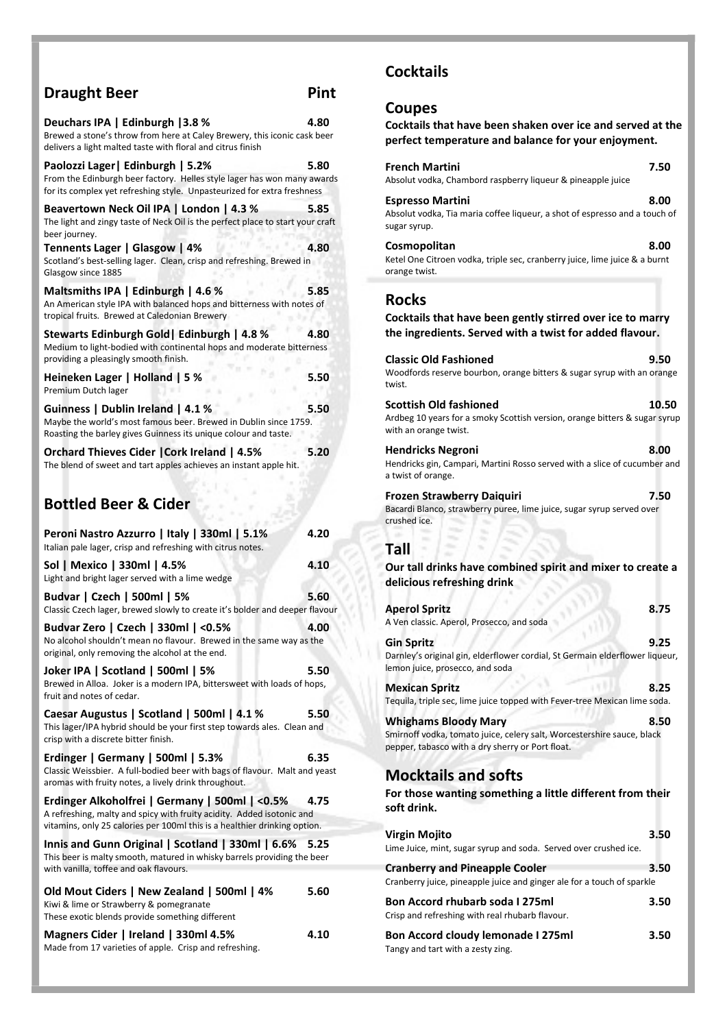## Draught Beer

**Pint**

**Deuchars IPA | Edinburgh |3.8 %** — 4.80
Brewed a stone's throw from here at Caley Brewery, this iconic cask beer delivers a light malted taste with floral and citrus finish

**Paolozzi Lager| Edinburgh | 5.2%** — 5.80
From the Edinburgh beer factory. Helles style lager has won many awards for its complex yet refreshing style. Unpasteurized for extra freshness

**Beavertown Neck Oil IPA | London | 4.3 %** — 5.85
The light and zingy taste of Neck Oil is the perfect place to start your craft beer journey.

**Tennents Lager | Glasgow | 4%** — 4.80
Scotland's best-selling lager. Clean, crisp and refreshing. Brewed in Glasgow since 1885

**Maltsmiths IPA | Edinburgh | 4.6 %** — 5.85
An American style IPA with balanced hops and bitterness with notes of tropical fruits. Brewed at Caledonian Brewery

**Stewarts Edinburgh Gold| Edinburgh | 4.8 %** — 4.80
Medium to light-bodied with continental hops and moderate bitterness providing a pleasingly smooth finish.

**Heineken Lager | Holland | 5 %** — 5.50
Premium Dutch lager

**Guinness | Dublin Ireland | 4.1 %** — 5.50
Maybe the world's most famous beer. Brewed in Dublin since 1759. Roasting the barley gives Guinness its unique colour and taste.

**Orchard Thieves Cider |Cork Ireland | 4.5%** — 5.20
The blend of sweet and tart apples achieves an instant apple hit.

## Bottled Beer & Cider

**Peroni Nastro Azzurro | Italy | 330ml | 5.1%** — 4.20
Italian pale lager, crisp and refreshing with citrus notes.

**Sol | Mexico | 330ml | 4.5%** — 4.10
Light and bright lager served with a lime wedge

**Budvar | Czech | 500ml | 5%** — 5.60
Classic Czech lager, brewed slowly to create it's bolder and deeper flavour

**Budvar Zero | Czech | 330ml | <0.5%** — 4.00
No alcohol shouldn't mean no flavour. Brewed in the same way as the original, only removing the alcohol at the end.

**Joker IPA | Scotland | 500ml | 5%** — 5.50
Brewed in Alloa. Joker is a modern IPA, bittersweet with loads of hops, fruit and notes of cedar.

**Caesar Augustus | Scotland | 500ml | 4.1 %** — 5.50
This lager/IPA hybrid should be your first step towards ales. Clean and crisp with a discrete bitter finish.

**Erdinger | Germany | 500ml | 5.3%** — 6.35
Classic Weissbier. A full-bodied beer with bags of flavour. Malt and yeast aromas with fruity notes, a lively drink throughout.

**Erdinger Alkoholfrei | Germany | 500ml | <0.5%** — 4.75
A refreshing, malty and spicy with fruity acidity. Added isotonic and vitamins, only 25 calories per 100ml this is a healthier drinking option.

**Innis and Gunn Original | Scotland | 330ml | 6.6%** — 5.25
This beer is malty smooth, matured in whisky barrels providing the beer with vanilla, toffee and oak flavours.

**Old Mout Ciders | New Zealand | 500ml | 4%** — 5.60
Kiwi & lime or Strawberry & pomegranate
These exotic blends provide something different

**Magners Cider | Ireland | 330ml 4.5%** — 4.10
Made from 17 varieties of apple. Crisp and refreshing.

## Cocktails

### Coupes

**Cocktails that have been shaken over ice and served at the perfect temperature and balance for your enjoyment.**

**French Martini** — 7.50
Absolut vodka, Chambord raspberry liqueur & pineapple juice

**Espresso Martini** — 8.00
Absolut vodka, Tia maria coffee liqueur, a shot of espresso and a touch of sugar syrup.

**Cosmopolitan** — 8.00
Ketel One Citroen vodka, triple sec, cranberry juice, lime juice & a burnt orange twist.

### Rocks

**Cocktails that have been gently stirred over ice to marry the ingredients. Served with a twist for added flavour.**

**Classic Old Fashioned** — 9.50
Woodfords reserve bourbon, orange bitters & sugar syrup with an orange twist.

**Scottish Old fashioned** — 10.50
Ardbeg 10 years for a smoky Scottish version, orange bitters & sugar syrup with an orange twist.

**Hendricks Negroni** — 8.00
Hendricks gin, Campari, Martini Rosso served with a slice of cucumber and a twist of orange.

**Frozen Strawberry Daiquiri** — 7.50
Bacardi Blanco, strawberry puree, lime juice, sugar syrup served over crushed ice.

### Tall

**Our tall drinks have combined spirit and mixer to create a delicious refreshing drink**

**Aperol Spritz** — 8.75
A Ven classic. Aperol, Prosecco, and soda

**Gin Spritz** — 9.25
Darnley's original gin, elderflower cordial, St Germain elderflower liqueur, lemon juice, prosecco, and soda

**Mexican Spritz** — 8.25
Tequila, triple sec, lime juice topped with Fever-tree Mexican lime soda.

**Whighams Bloody Mary** — 8.50
Smirnoff vodka, tomato juice, celery salt, Worcestershire sauce, black pepper, tabasco with a dry sherry or Port float.

## Mocktails and softs

**For those wanting something a little different from their soft drink.**

**Virgin Mojito** — 3.50
Lime Juice, mint, sugar syrup and soda. Served over crushed ice.

**Cranberry and Pineapple Cooler** — 3.50
Cranberry juice, pineapple juice and ginger ale for a touch of sparkle

**Bon Accord rhubarb soda I 275ml** — 3.50
Crisp and refreshing with real rhubarb flavour.

**Bon Accord cloudy lemonade I 275ml** — 3.50
Tangy and tart with a zesty zing.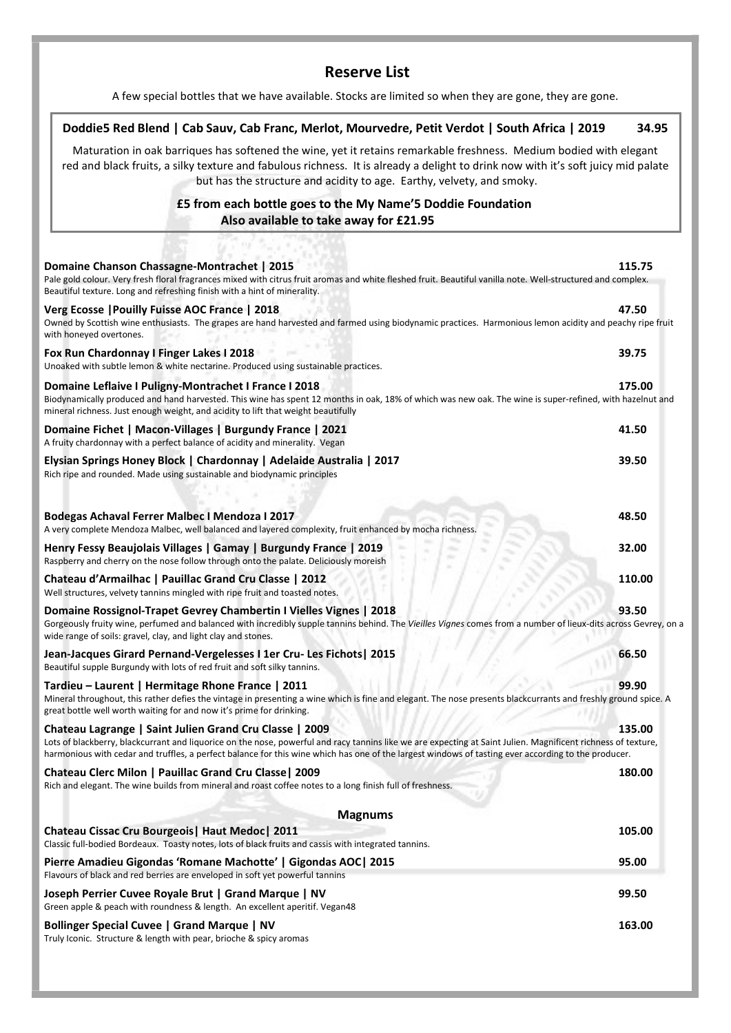# Reserve List

A few special bottles that we have available. Stocks are limited so when they are gone, they are gone.

**Doddie5 Red Blend | Cab Sauv, Cab Franc, Merlot, Mourvedre, Petit Verdot | South Africa | 2019** **34.95**

Maturation in oak barriques has softened the wine, yet it retains remarkable freshness. Medium bodied with elegant red and black fruits, a silky texture and fabulous richness. It is already a delight to drink now with it's soft juicy mid palate but has the structure and acidity to age. Earthy, velvety, and smoky.

**£5 from each bottle goes to the My Name'5 Doddie Foundation**
**Also available to take away for £21.95**

**Domaine Chanson Chassagne-Montrachet | 2015** **115.75**
Pale gold colour. Very fresh floral fragrances mixed with citrus fruit aromas and white fleshed fruit. Beautiful vanilla note. Well-structured and complex. Beautiful texture. Long and refreshing finish with a hint of minerality.

**Verg Ecosse |Pouilly Fuisse AOC France | 2018** **47.50**
Owned by Scottish wine enthusiasts. The grapes are hand harvested and farmed using biodynamic practices. Harmonious lemon acidity and peachy ripe fruit with honeyed overtones.

**Fox Run Chardonnay I Finger Lakes I 2018** **39.75**
Unoaked with subtle lemon & white nectarine. Produced using sustainable practices.

**Domaine Leflaive I Puligny-Montrachet I France I 2018** **175.00**
Biodynamically produced and hand harvested. This wine has spent 12 months in oak, 18% of which was new oak. The wine is super-refined, with hazelnut and mineral richness. Just enough weight, and acidity to lift that weight beautifully

**Domaine Fichet | Macon-Villages | Burgundy France | 2021** **41.50**
A fruity chardonnay with a perfect balance of acidity and minerality. Vegan

**Elysian Springs Honey Block | Chardonnay | Adelaide Australia | 2017** **39.50**
Rich ripe and rounded. Made using sustainable and biodynamic principles

**Bodegas Achaval Ferrer Malbec I Mendoza I 2017** **48.50**
A very complete Mendoza Malbec, well balanced and layered complexity, fruit enhanced by mocha richness.

**Henry Fessy Beaujolais Villages | Gamay | Burgundy France | 2019** **32.00**
Raspberry and cherry on the nose follow through onto the palate. Deliciously moreish

**Chateau d'Armailhac | Pauillac Grand Cru Classe | 2012** **110.00**
Well structures, velvety tannins mingled with ripe fruit and toasted notes.

**Domaine Rossignol-Trapet Gevrey Chambertin I Vielles Vignes | 2018** **93.50**
Gorgeously fruity wine, perfumed and balanced with incredibly supple tannins behind. The *Vieilles Vignes* comes from a number of lieux-dits across Gevrey, on a wide range of soils: gravel, clay, and light clay and stones.

**Jean-Jacques Girard Pernand-Vergelesses I 1er Cru- Les Fichots| 2015** **66.50**
Beautiful supple Burgundy with lots of red fruit and soft silky tannins.

**Tardieu – Laurent | Hermitage Rhone France | 2011** **99.90**
Mineral throughout, this rather defies the vintage in presenting a wine which is fine and elegant. The nose presents blackcurrants and freshly ground spice. A great bottle well worth waiting for and now it's prime for drinking.

**Chateau Lagrange | Saint Julien Grand Cru Classe | 2009** **135.00**
Lots of blackberry, blackcurrant and liquorice on the nose, powerful and racy tannins like we are expecting at Saint Julien. Magnificent richness of texture, harmonious with cedar and truffles, a perfect balance for this wine which has one of the largest windows of tasting ever according to the producer.

**Chateau Clerc Milon | Pauillac Grand Cru Classe| 2009** **180.00**
Rich and elegant. The wine builds from mineral and roast coffee notes to a long finish full of freshness.

## Magnums

**Chateau Cissac Cru Bourgeois| Haut Medoc| 2011** **105.00**
Classic full-bodied Bordeaux. Toasty notes, lots of black fruits and cassis with integrated tannins.

**Pierre Amadieu Gigondas 'Romane Machotte' | Gigondas AOC| 2015** **95.00**
Flavours of black and red berries are enveloped in soft yet powerful tannins

**Joseph Perrier Cuvee Royale Brut | Grand Marque | NV** **99.50**
Green apple & peach with roundness & length. An excellent aperitif. Vegan48

**Bollinger Special Cuvee | Grand Marque | NV** **163.00**
Truly Iconic. Structure & length with pear, brioche & spicy aromas